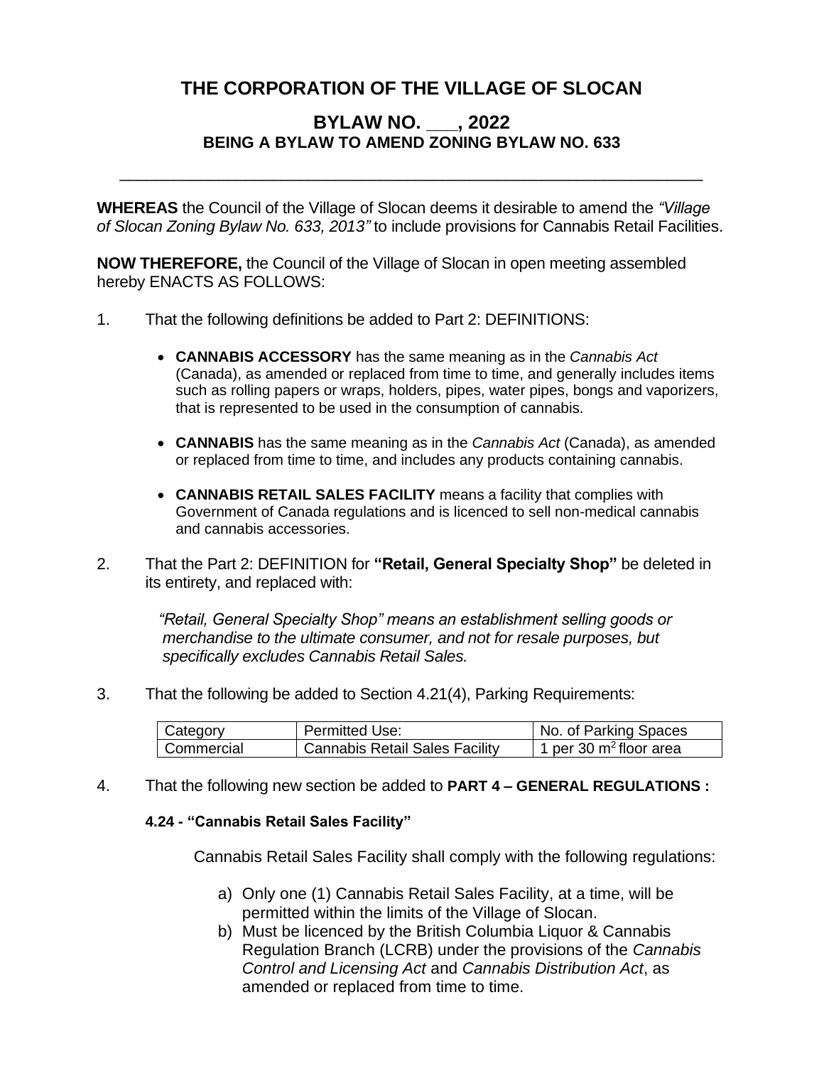# THE CORPORATION OF THE VILLAGE OF SLOCAN

## BYLAW NO. ___, 2022
### BEING A BYLAW TO AMEND ZONING BYLAW NO. 633

---

**WHEREAS** the Council of the Village of Slocan deems it desirable to amend the *"Village of Slocan Zoning Bylaw No. 633, 2013"* to include provisions for Cannabis Retail Facilities.

**NOW THEREFORE,** the Council of the Village of Slocan in open meeting assembled hereby ENACTS AS FOLLOWS:

1. That the following definitions be added to Part 2: DEFINITIONS:

   - **CANNABIS ACCESSORY** has the same meaning as in the *Cannabis Act* (Canada), as amended or replaced from time to time, and generally includes items such as rolling papers or wraps, holders, pipes, water pipes, bongs and vaporizers, that is represented to be used in the consumption of cannabis.

   - **CANNABIS** has the same meaning as in the *Cannabis Act* (Canada), as amended or replaced from time to time, and includes any products containing cannabis.

   - **CANNABIS RETAIL SALES FACILITY** means a facility that complies with Government of Canada regulations and is licenced to sell non-medical cannabis and cannabis accessories.

2. That the Part 2: DEFINITION for **"Retail, General Specialty Shop"** be deleted in its entirety, and replaced with:

   *"Retail, General Specialty Shop" means an establishment selling goods or merchandise to the ultimate consumer, and not for resale purposes, but specifically excludes Cannabis Retail Sales.*

3. That the following be added to Section 4.21(4), Parking Requirements:

| Category | Permitted Use: | No. of Parking Spaces |
|---|---|---|
| Commercial | Cannabis Retail Sales Facility | 1 per 30 $m^2$ floor area |

4. That the following new section be added to **PART 4 – GENERAL REGULATIONS :**

   **4.24 - "Cannabis Retail Sales Facility"**

   Cannabis Retail Sales Facility shall comply with the following regulations:

   a) Only one (1) Cannabis Retail Sales Facility, at a time, will be permitted within the limits of the Village of Slocan.

   b) Must be licenced by the British Columbia Liquor & Cannabis Regulation Branch (LCRB) under the provisions of the *Cannabis Control and Licensing Act* and *Cannabis Distribution Act*, as amended or replaced from time to time.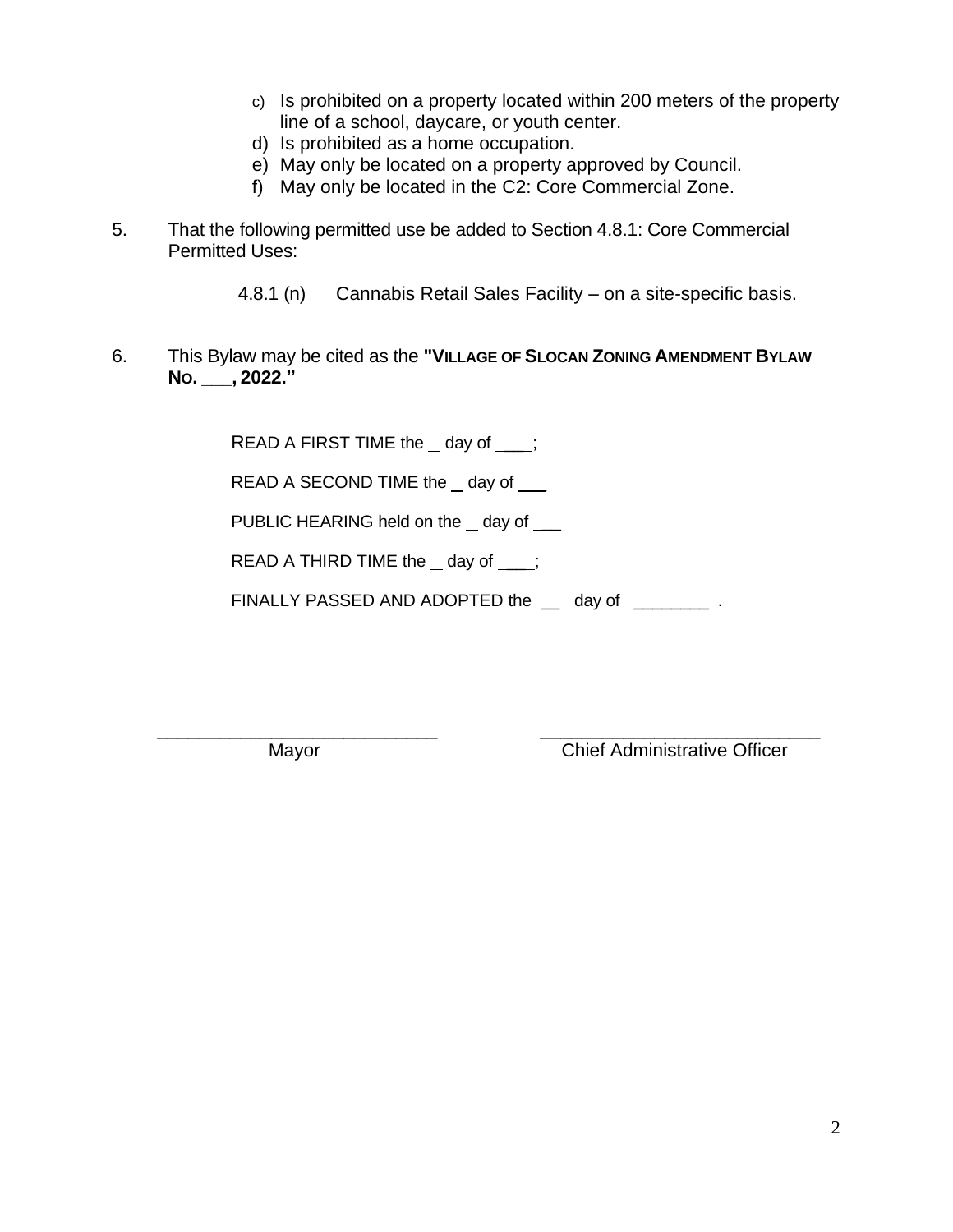c) Is prohibited on a property located within 200 meters of the property line of a school, daycare, or youth center.
d) Is prohibited as a home occupation.
e) May only be located on a property approved by Council.
f) May only be located in the C2: Core Commercial Zone.

5. That the following permitted use be added to Section 4.8.1: Core Commercial Permitted Uses:

   4.8.1 (n) Cannabis Retail Sales Facility – on a site-specific basis.

6. This Bylaw may be cited as the **"VILLAGE OF SLOCAN ZONING AMENDMENT BYLAW NO. ___, 2022."**

READ A FIRST TIME the _ day of ____;

READ A SECOND TIME the _ day of ___

PUBLIC HEARING held on the _ day of ___

READ A THIRD TIME the _ day of ____;

FINALLY PASSED AND ADOPTED the ___ day of _________.

___________________________ ___________________________
Mayor Chief Administrative Officer